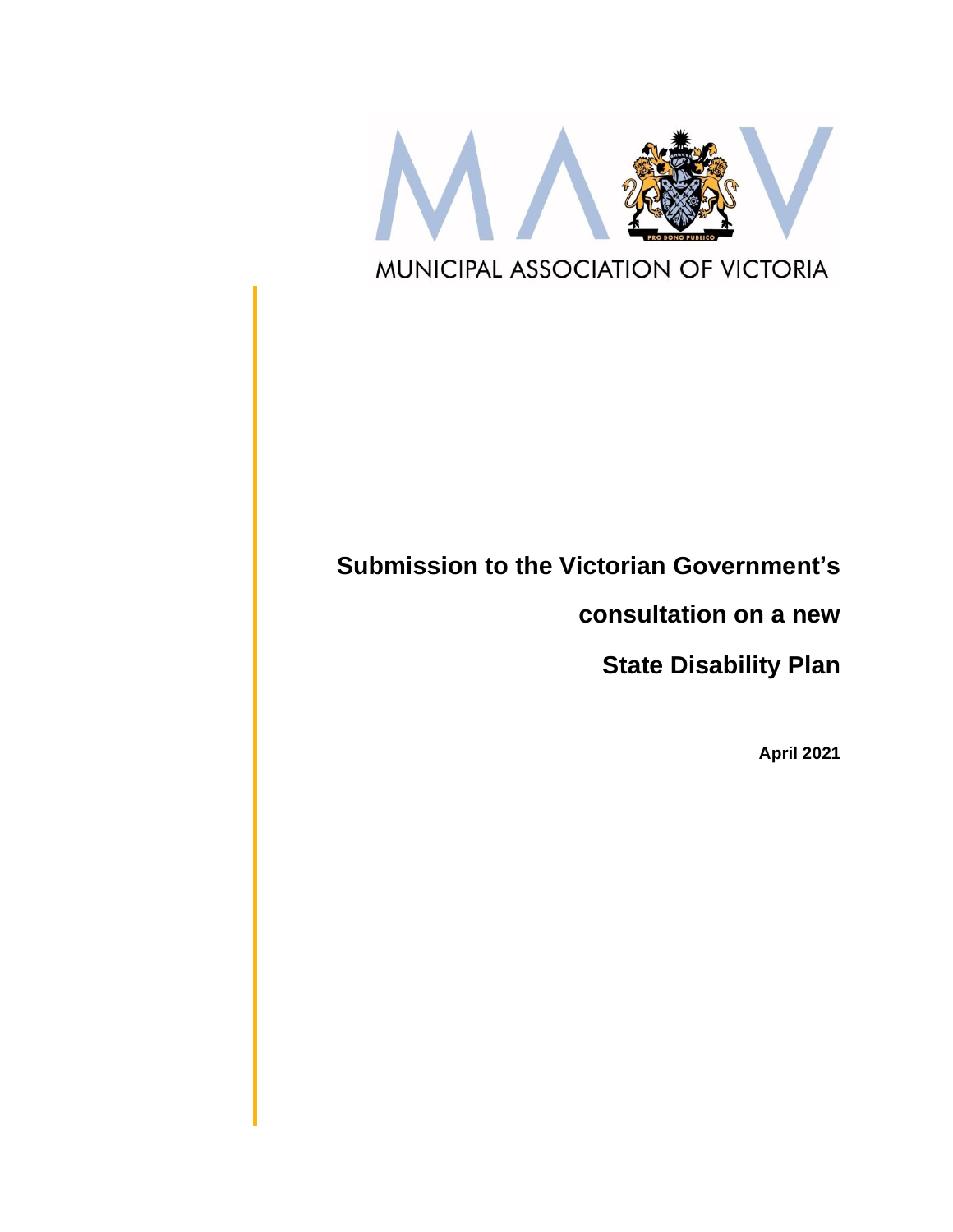MUNICIPAL ASSOCIATION OF VICTORIA

# Submission to the Victorian Government's consultation on a new State Disability Plan

**April 2021**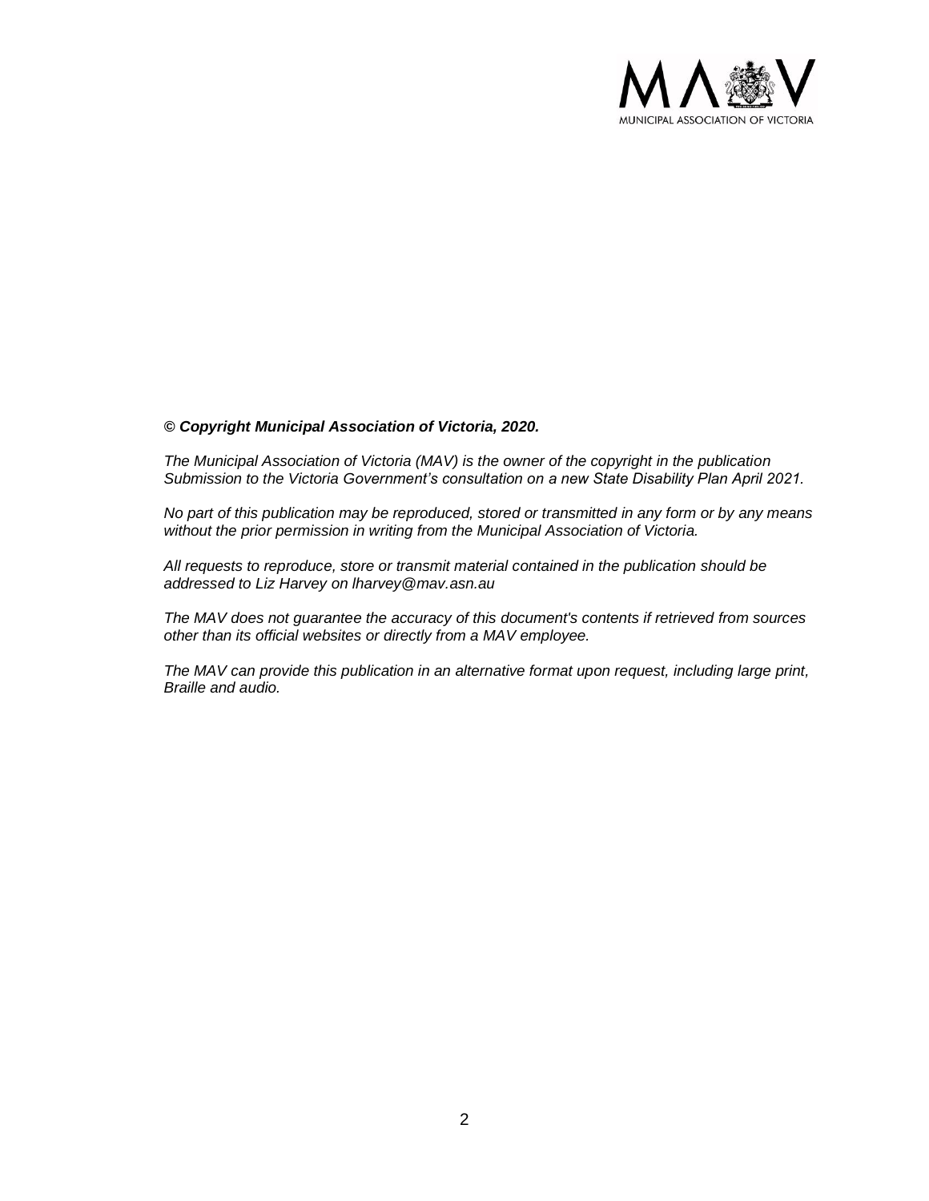***© Copyright Municipal Association of Victoria, 2020.***

*The Municipal Association of Victoria (MAV) is the owner of the copyright in the publication Submission to the Victoria Government's consultation on a new State Disability Plan April 2021.*

*No part of this publication may be reproduced, stored or transmitted in any form or by any means without the prior permission in writing from the Municipal Association of Victoria.*

*All requests to reproduce, store or transmit material contained in the publication should be addressed to Liz Harvey on lharvey@mav.asn.au*

*The MAV does not guarantee the accuracy of this document's contents if retrieved from sources other than its official websites or directly from a MAV employee.*

*The MAV can provide this publication in an alternative format upon request, including large print, Braille and audio.*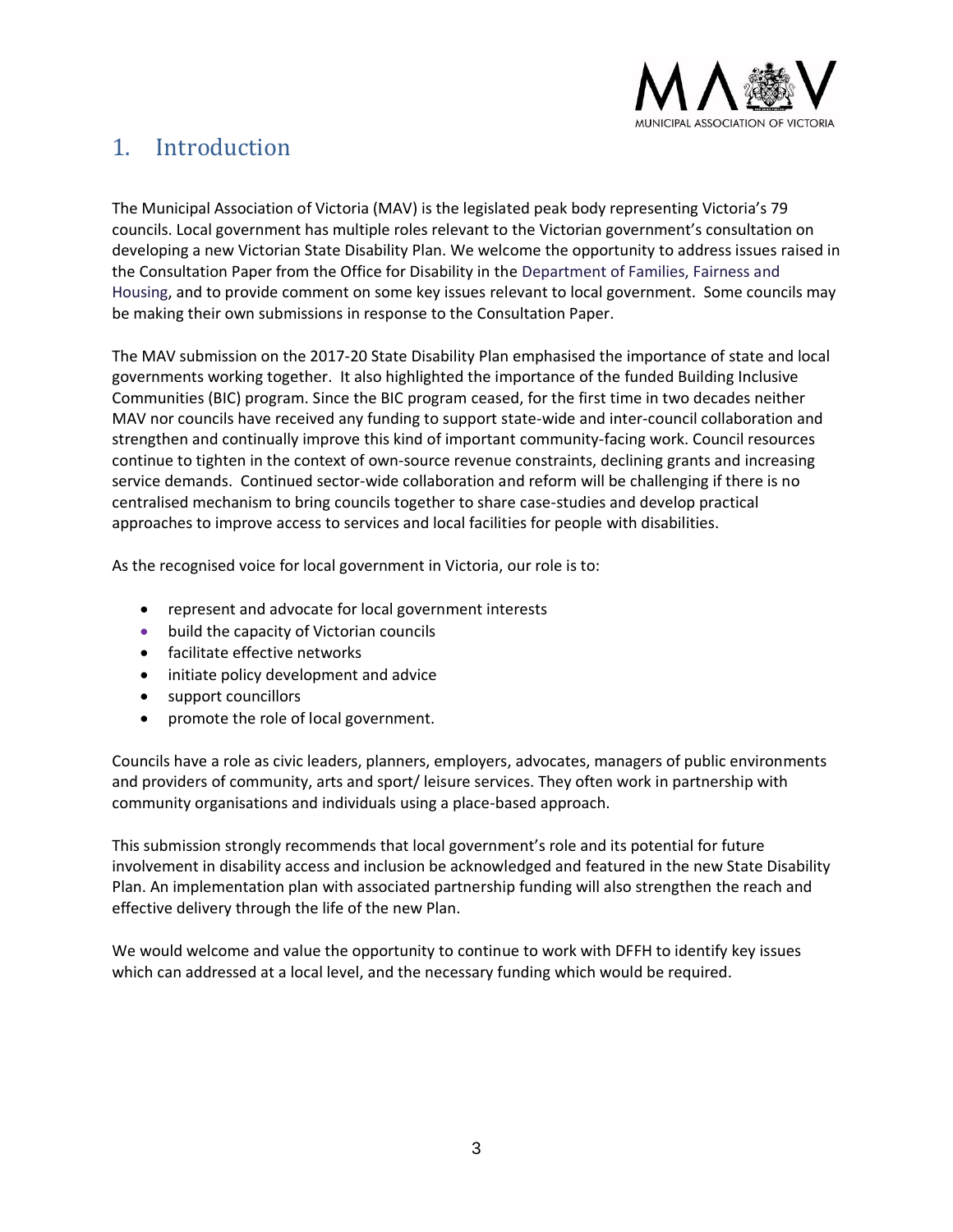# 1. Introduction

The Municipal Association of Victoria (MAV) is the legislated peak body representing Victoria's 79 councils. Local government has multiple roles relevant to the Victorian government's consultation on developing a new Victorian State Disability Plan. We welcome the opportunity to address issues raised in the Consultation Paper from the Office for Disability in the Department of Families, Fairness and Housing, and to provide comment on some key issues relevant to local government. Some councils may be making their own submissions in response to the Consultation Paper.

The MAV submission on the 2017-20 State Disability Plan emphasised the importance of state and local governments working together. It also highlighted the importance of the funded Building Inclusive Communities (BIC) program. Since the BIC program ceased, for the first time in two decades neither MAV nor councils have received any funding to support state-wide and inter-council collaboration and strengthen and continually improve this kind of important community-facing work. Council resources continue to tighten in the context of own-source revenue constraints, declining grants and increasing service demands. Continued sector-wide collaboration and reform will be challenging if there is no centralised mechanism to bring councils together to share case-studies and develop practical approaches to improve access to services and local facilities for people with disabilities.

As the recognised voice for local government in Victoria, our role is to:

- represent and advocate for local government interests
- build the capacity of Victorian councils
- facilitate effective networks
- initiate policy development and advice
- support councillors
- promote the role of local government.

Councils have a role as civic leaders, planners, employers, advocates, managers of public environments and providers of community, arts and sport/ leisure services. They often work in partnership with community organisations and individuals using a place-based approach.

This submission strongly recommends that local government's role and its potential for future involvement in disability access and inclusion be acknowledged and featured in the new State Disability Plan. An implementation plan with associated partnership funding will also strengthen the reach and effective delivery through the life of the new Plan.

We would welcome and value the opportunity to continue to work with DFFH to identify key issues which can addressed at a local level, and the necessary funding which would be required.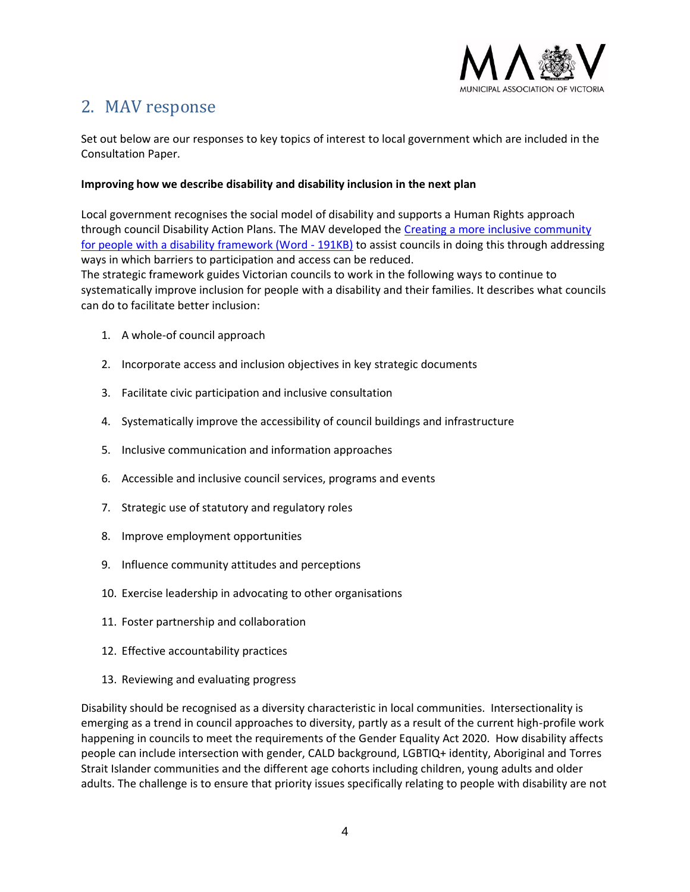## 2. MAV response

Set out below are our responses to key topics of interest to local government which are included in the Consultation Paper.

**Improving how we describe disability and disability inclusion in the next plan**

Local government recognises the social model of disability and supports a Human Rights approach through council Disability Action Plans. The MAV developed the [Creating a more inclusive community for people with a disability framework (Word - 191KB)]() to assist councils in doing this through addressing ways in which barriers to participation and access can be reduced.
The strategic framework guides Victorian councils to work in the following ways to continue to systematically improve inclusion for people with a disability and their families. It describes what councils can do to facilitate better inclusion:

1. A whole-of council approach
2. Incorporate access and inclusion objectives in key strategic documents
3. Facilitate civic participation and inclusive consultation
4. Systematically improve the accessibility of council buildings and infrastructure
5. Inclusive communication and information approaches
6. Accessible and inclusive council services, programs and events
7. Strategic use of statutory and regulatory roles
8. Improve employment opportunities
9. Influence community attitudes and perceptions
10. Exercise leadership in advocating to other organisations
11. Foster partnership and collaboration
12. Effective accountability practices
13. Reviewing and evaluating progress

Disability should be recognised as a diversity characteristic in local communities. Intersectionality is emerging as a trend in council approaches to diversity, partly as a result of the current high-profile work happening in councils to meet the requirements of the Gender Equality Act 2020. How disability affects people can include intersection with gender, CALD background, LGBTIQ+ identity, Aboriginal and Torres Strait Islander communities and the different age cohorts including children, young adults and older adults. The challenge is to ensure that priority issues specifically relating to people with disability are not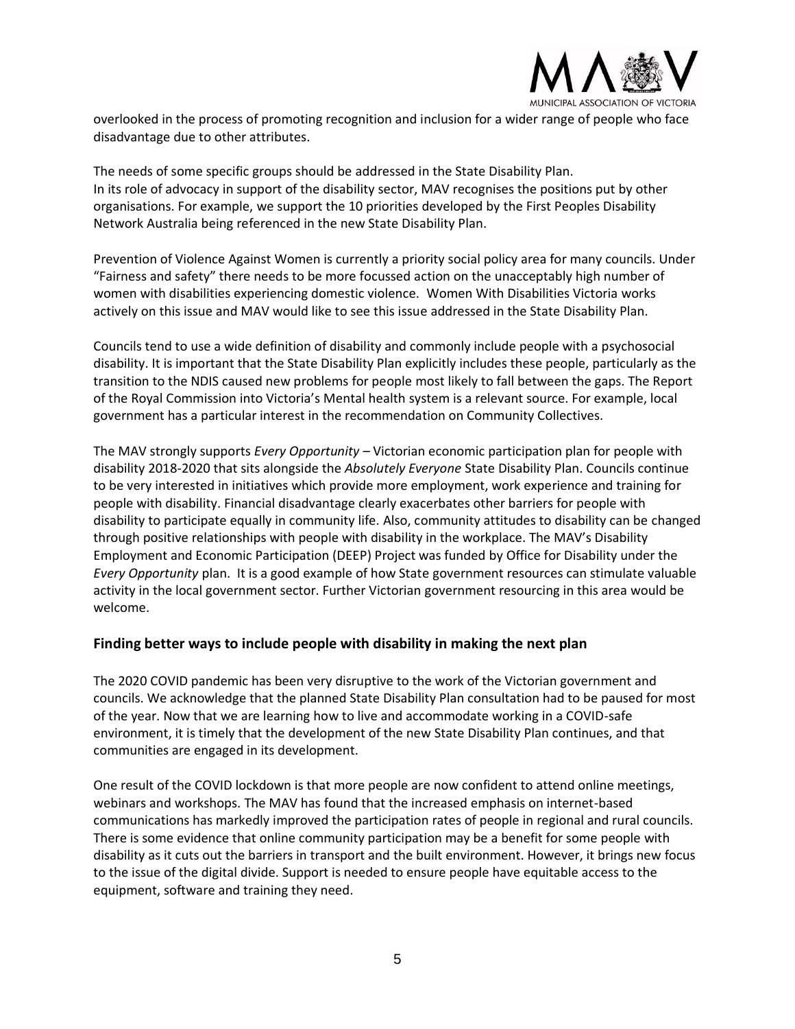overlooked in the process of promoting recognition and inclusion for a wider range of people who face disadvantage due to other attributes.

The needs of some specific groups should be addressed in the State Disability Plan.
In its role of advocacy in support of the disability sector, MAV recognises the positions put by other organisations. For example, we support the 10 priorities developed by the First Peoples Disability Network Australia being referenced in the new State Disability Plan.

Prevention of Violence Against Women is currently a priority social policy area for many councils. Under "Fairness and safety" there needs to be more focussed action on the unacceptably high number of women with disabilities experiencing domestic violence. Women With Disabilities Victoria works actively on this issue and MAV would like to see this issue addressed in the State Disability Plan.

Councils tend to use a wide definition of disability and commonly include people with a psychosocial disability. It is important that the State Disability Plan explicitly includes these people, particularly as the transition to the NDIS caused new problems for people most likely to fall between the gaps. The Report of the Royal Commission into Victoria's Mental health system is a relevant source. For example, local government has a particular interest in the recommendation on Community Collectives.

The MAV strongly supports *Every Opportunity* – Victorian economic participation plan for people with disability 2018-2020 that sits alongside the *Absolutely Everyone* State Disability Plan. Councils continue to be very interested in initiatives which provide more employment, work experience and training for people with disability. Financial disadvantage clearly exacerbates other barriers for people with disability to participate equally in community life. Also, community attitudes to disability can be changed through positive relationships with people with disability in the workplace. The MAV's Disability Employment and Economic Participation (DEEP) Project was funded by Office for Disability under the *Every Opportunity* plan. It is a good example of how State government resources can stimulate valuable activity in the local government sector. Further Victorian government resourcing in this area would be welcome.

## Finding better ways to include people with disability in making the next plan

The 2020 COVID pandemic has been very disruptive to the work of the Victorian government and councils. We acknowledge that the planned State Disability Plan consultation had to be paused for most of the year. Now that we are learning how to live and accommodate working in a COVID-safe environment, it is timely that the development of the new State Disability Plan continues, and that communities are engaged in its development.

One result of the COVID lockdown is that more people are now confident to attend online meetings, webinars and workshops. The MAV has found that the increased emphasis on internet-based communications has markedly improved the participation rates of people in regional and rural councils. There is some evidence that online community participation may be a benefit for some people with disability as it cuts out the barriers in transport and the built environment. However, it brings new focus to the issue of the digital divide. Support is needed to ensure people have equitable access to the equipment, software and training they need.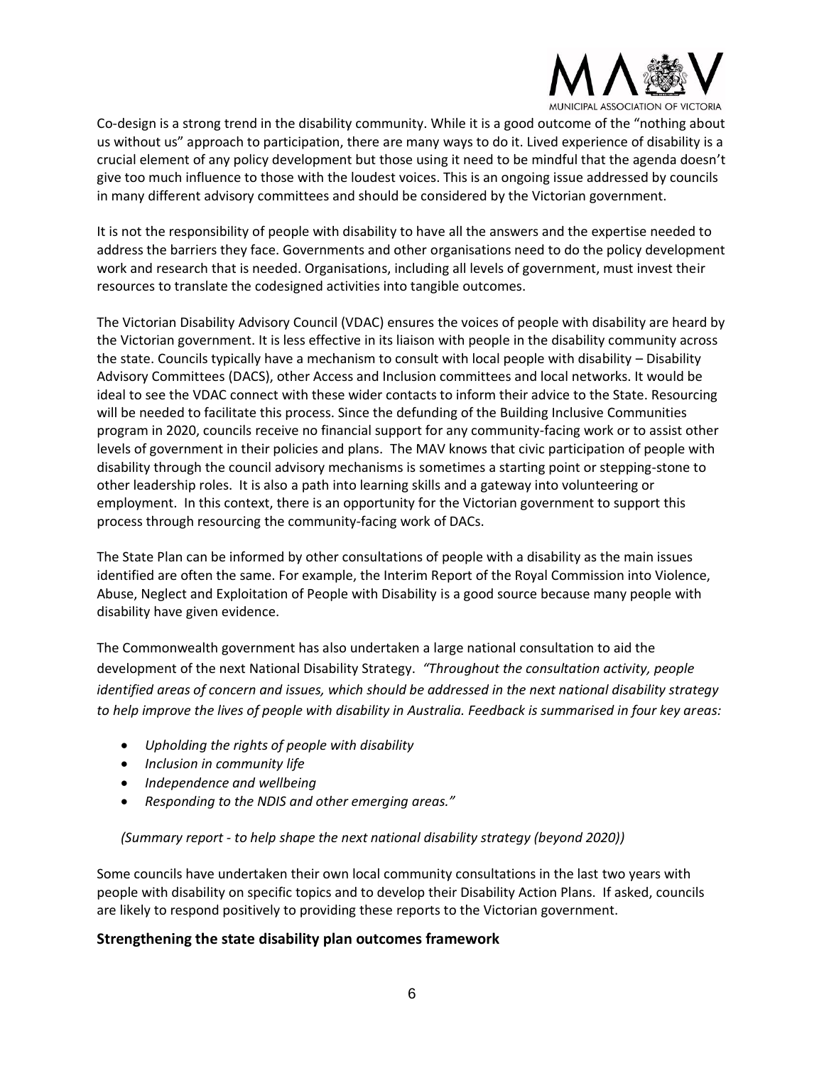Co-design is a strong trend in the disability community. While it is a good outcome of the "nothing about us without us" approach to participation, there are many ways to do it. Lived experience of disability is a crucial element of any policy development but those using it need to be mindful that the agenda doesn't give too much influence to those with the loudest voices. This is an ongoing issue addressed by councils in many different advisory committees and should be considered by the Victorian government.

It is not the responsibility of people with disability to have all the answers and the expertise needed to address the barriers they face. Governments and other organisations need to do the policy development work and research that is needed. Organisations, including all levels of government, must invest their resources to translate the codesigned activities into tangible outcomes.

The Victorian Disability Advisory Council (VDAC) ensures the voices of people with disability are heard by the Victorian government. It is less effective in its liaison with people in the disability community across the state. Councils typically have a mechanism to consult with local people with disability – Disability Advisory Committees (DACS), other Access and Inclusion committees and local networks. It would be ideal to see the VDAC connect with these wider contacts to inform their advice to the State. Resourcing will be needed to facilitate this process. Since the defunding of the Building Inclusive Communities program in 2020, councils receive no financial support for any community-facing work or to assist other levels of government in their policies and plans. The MAV knows that civic participation of people with disability through the council advisory mechanisms is sometimes a starting point or stepping-stone to other leadership roles. It is also a path into learning skills and a gateway into volunteering or employment. In this context, there is an opportunity for the Victorian government to support this process through resourcing the community-facing work of DACs.

The State Plan can be informed by other consultations of people with a disability as the main issues identified are often the same. For example, the Interim Report of the Royal Commission into Violence, Abuse, Neglect and Exploitation of People with Disability is a good source because many people with disability have given evidence.

The Commonwealth government has also undertaken a large national consultation to aid the development of the next National Disability Strategy. *"Throughout the consultation activity, people identified areas of concern and issues, which should be addressed in the next national disability strategy to help improve the lives of people with disability in Australia. Feedback is summarised in four key areas:*

- *Upholding the rights of people with disability*
- *Inclusion in community life*
- *Independence and wellbeing*
- *Responding to the NDIS and other emerging areas."*

*(Summary report - to help shape the next national disability strategy (beyond 2020))*

Some councils have undertaken their own local community consultations in the last two years with people with disability on specific topics and to develop their Disability Action Plans. If asked, councils are likely to respond positively to providing these reports to the Victorian government.

## Strengthening the state disability plan outcomes framework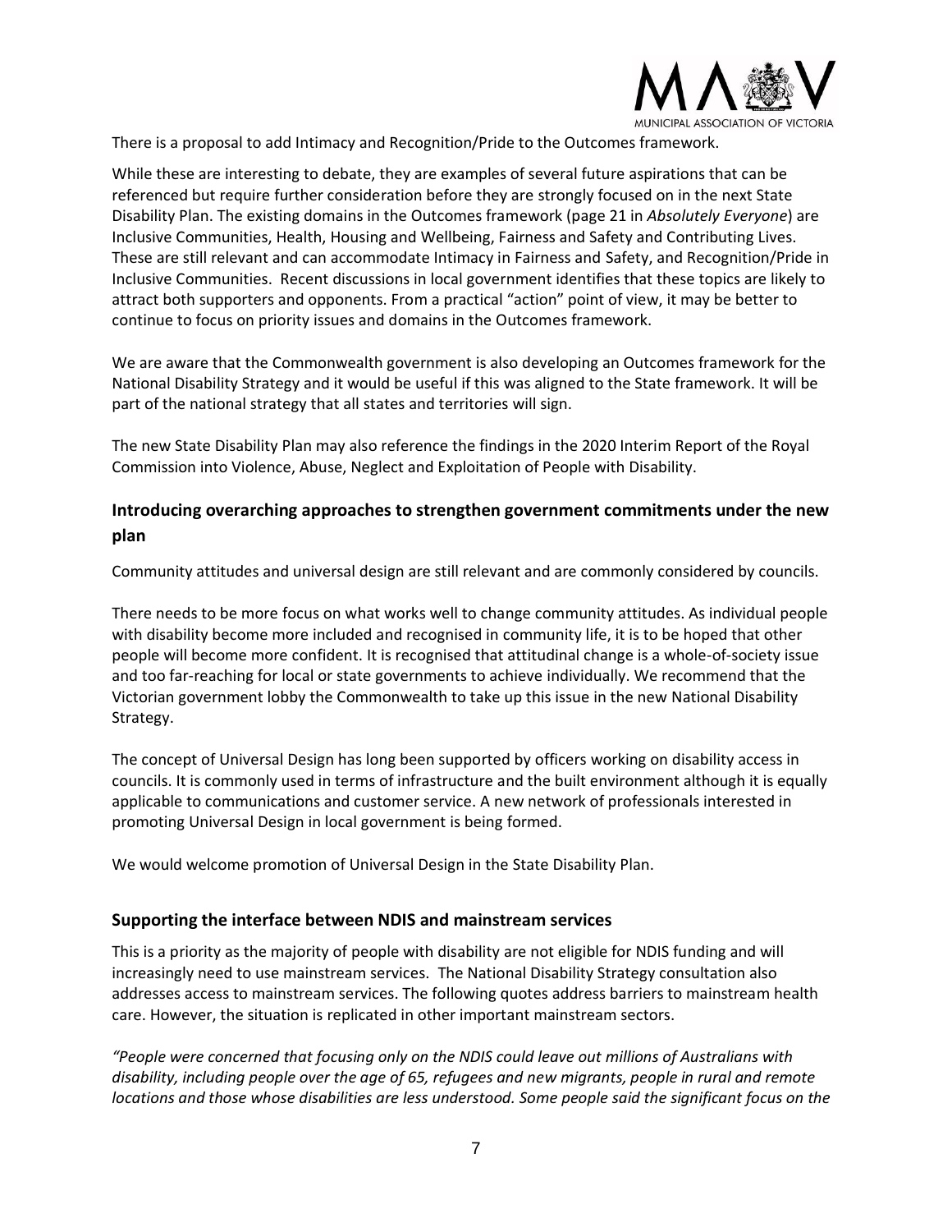There is a proposal to add Intimacy and Recognition/Pride to the Outcomes framework.

While these are interesting to debate, they are examples of several future aspirations that can be referenced but require further consideration before they are strongly focused on in the next State Disability Plan. The existing domains in the Outcomes framework (page 21 in *Absolutely Everyone*) are Inclusive Communities, Health, Housing and Wellbeing, Fairness and Safety and Contributing Lives. These are still relevant and can accommodate Intimacy in Fairness and Safety, and Recognition/Pride in Inclusive Communities. Recent discussions in local government identifies that these topics are likely to attract both supporters and opponents. From a practical "action" point of view, it may be better to continue to focus on priority issues and domains in the Outcomes framework.

We are aware that the Commonwealth government is also developing an Outcomes framework for the National Disability Strategy and it would be useful if this was aligned to the State framework. It will be part of the national strategy that all states and territories will sign.

The new State Disability Plan may also reference the findings in the 2020 Interim Report of the Royal Commission into Violence, Abuse, Neglect and Exploitation of People with Disability.

### Introducing overarching approaches to strengthen government commitments under the new plan

Community attitudes and universal design are still relevant and are commonly considered by councils.

There needs to be more focus on what works well to change community attitudes. As individual people with disability become more included and recognised in community life, it is to be hoped that other people will become more confident. It is recognised that attitudinal change is a whole-of-society issue and too far-reaching for local or state governments to achieve individually. We recommend that the Victorian government lobby the Commonwealth to take up this issue in the new National Disability Strategy.

The concept of Universal Design has long been supported by officers working on disability access in councils. It is commonly used in terms of infrastructure and the built environment although it is equally applicable to communications and customer service. A new network of professionals interested in promoting Universal Design in local government is being formed.

We would welcome promotion of Universal Design in the State Disability Plan.

### Supporting the interface between NDIS and mainstream services

This is a priority as the majority of people with disability are not eligible for NDIS funding and will increasingly need to use mainstream services. The National Disability Strategy consultation also addresses access to mainstream services. The following quotes address barriers to mainstream health care. However, the situation is replicated in other important mainstream sectors.

*"People were concerned that focusing only on the NDIS could leave out millions of Australians with disability, including people over the age of 65, refugees and new migrants, people in rural and remote locations and those whose disabilities are less understood. Some people said the significant focus on the*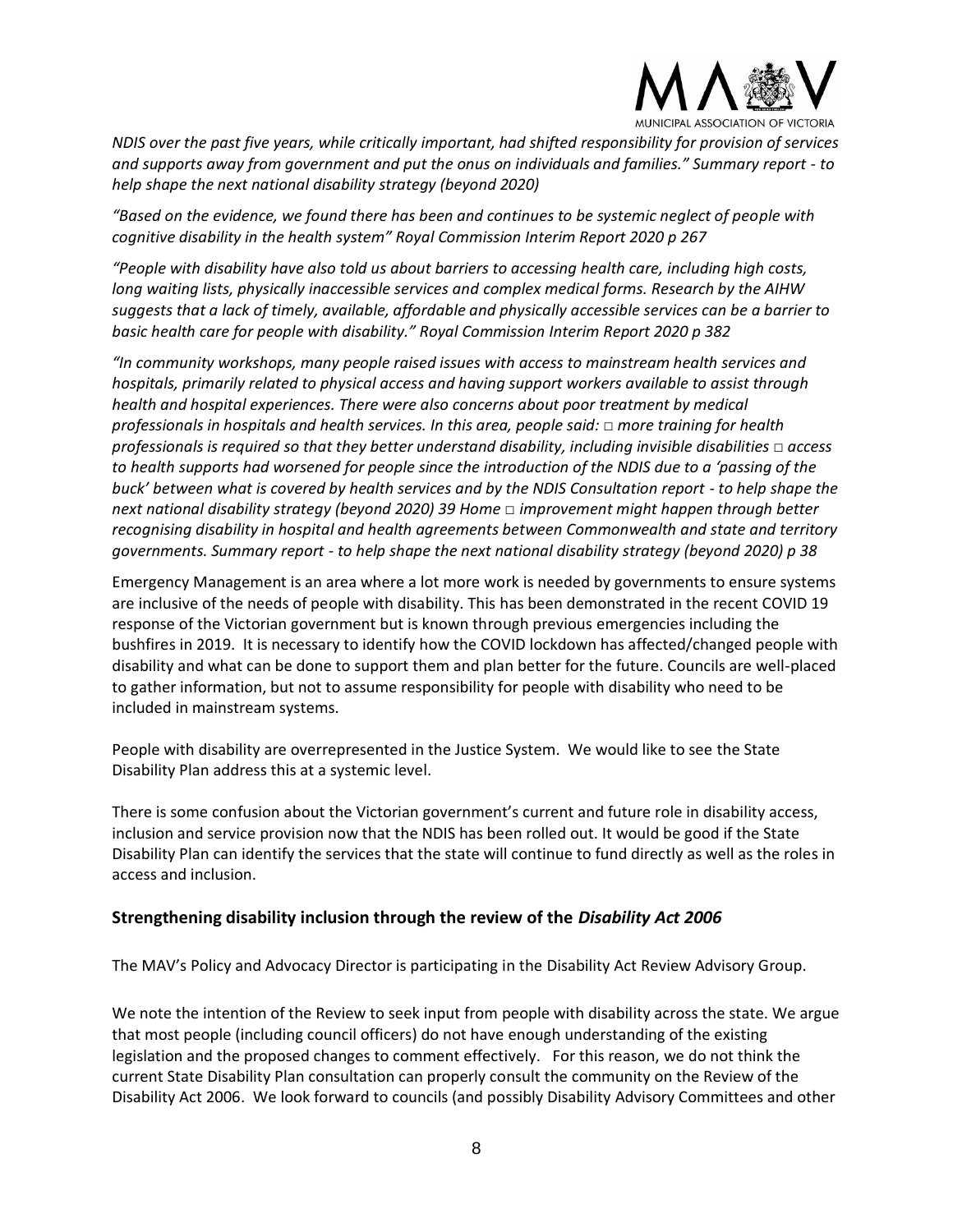*NDIS over the past five years, while critically important, had shifted responsibility for provision of services and supports away from government and put the onus on individuals and families." Summary report - to help shape the next national disability strategy (beyond 2020)*

*"Based on the evidence, we found there has been and continues to be systemic neglect of people with cognitive disability in the health system" Royal Commission Interim Report 2020 p 267*

*"People with disability have also told us about barriers to accessing health care, including high costs, long waiting lists, physically inaccessible services and complex medical forms. Research by the AIHW suggests that a lack of timely, available, affordable and physically accessible services can be a barrier to basic health care for people with disability." Royal Commission Interim Report 2020 p 382*

*"In community workshops, many people raised issues with access to mainstream health services and hospitals, primarily related to physical access and having support workers available to assist through health and hospital experiences. There were also concerns about poor treatment by medical professionals in hospitals and health services. In this area, people said: □ more training for health professionals is required so that they better understand disability, including invisible disabilities □ access to health supports had worsened for people since the introduction of the NDIS due to a 'passing of the buck' between what is covered by health services and by the NDIS Consultation report - to help shape the next national disability strategy (beyond 2020) 39 Home □ improvement might happen through better recognising disability in hospital and health agreements between Commonwealth and state and territory governments. Summary report - to help shape the next national disability strategy (beyond 2020) p 38*

Emergency Management is an area where a lot more work is needed by governments to ensure systems are inclusive of the needs of people with disability. This has been demonstrated in the recent COVID 19 response of the Victorian government but is known through previous emergencies including the bushfires in 2019. It is necessary to identify how the COVID lockdown has affected/changed people with disability and what can be done to support them and plan better for the future. Councils are well-placed to gather information, but not to assume responsibility for people with disability who need to be included in mainstream systems.

People with disability are overrepresented in the Justice System. We would like to see the State Disability Plan address this at a systemic level.

There is some confusion about the Victorian government's current and future role in disability access, inclusion and service provision now that the NDIS has been rolled out. It would be good if the State Disability Plan can identify the services that the state will continue to fund directly as well as the roles in access and inclusion.

## Strengthening disability inclusion through the review of the *Disability Act 2006*

The MAV's Policy and Advocacy Director is participating in the Disability Act Review Advisory Group.

We note the intention of the Review to seek input from people with disability across the state. We argue that most people (including council officers) do not have enough understanding of the existing legislation and the proposed changes to comment effectively. For this reason, we do not think the current State Disability Plan consultation can properly consult the community on the Review of the Disability Act 2006. We look forward to councils (and possibly Disability Advisory Committees and other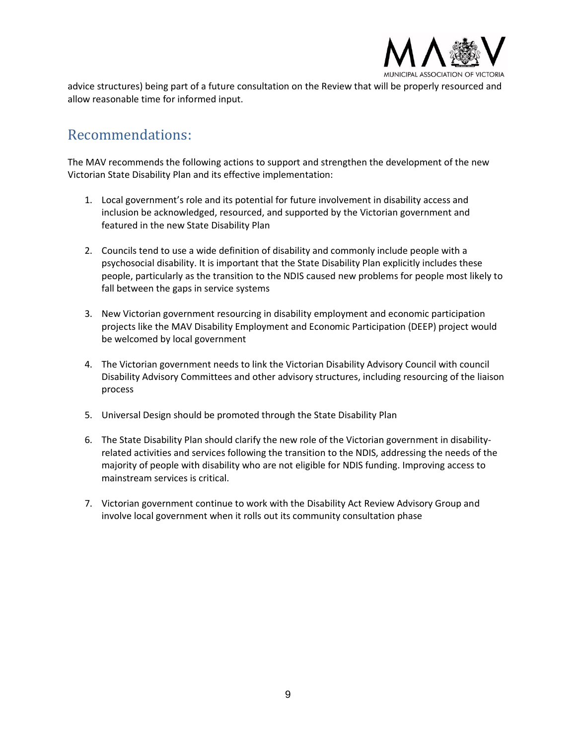advice structures) being part of a future consultation on the Review that will be properly resourced and allow reasonable time for informed input.

## Recommendations:

The MAV recommends the following actions to support and strengthen the development of the new Victorian State Disability Plan and its effective implementation:

1. Local government's role and its potential for future involvement in disability access and inclusion be acknowledged, resourced, and supported by the Victorian government and featured in the new State Disability Plan

2. Councils tend to use a wide definition of disability and commonly include people with a psychosocial disability. It is important that the State Disability Plan explicitly includes these people, particularly as the transition to the NDIS caused new problems for people most likely to fall between the gaps in service systems

3. New Victorian government resourcing in disability employment and economic participation projects like the MAV Disability Employment and Economic Participation (DEEP) project would be welcomed by local government

4. The Victorian government needs to link the Victorian Disability Advisory Council with council Disability Advisory Committees and other advisory structures, including resourcing of the liaison process

5. Universal Design should be promoted through the State Disability Plan

6. The State Disability Plan should clarify the new role of the Victorian government in disability-related activities and services following the transition to the NDIS, addressing the needs of the majority of people with disability who are not eligible for NDIS funding. Improving access to mainstream services is critical.

7. Victorian government continue to work with the Disability Act Review Advisory Group and involve local government when it rolls out its community consultation phase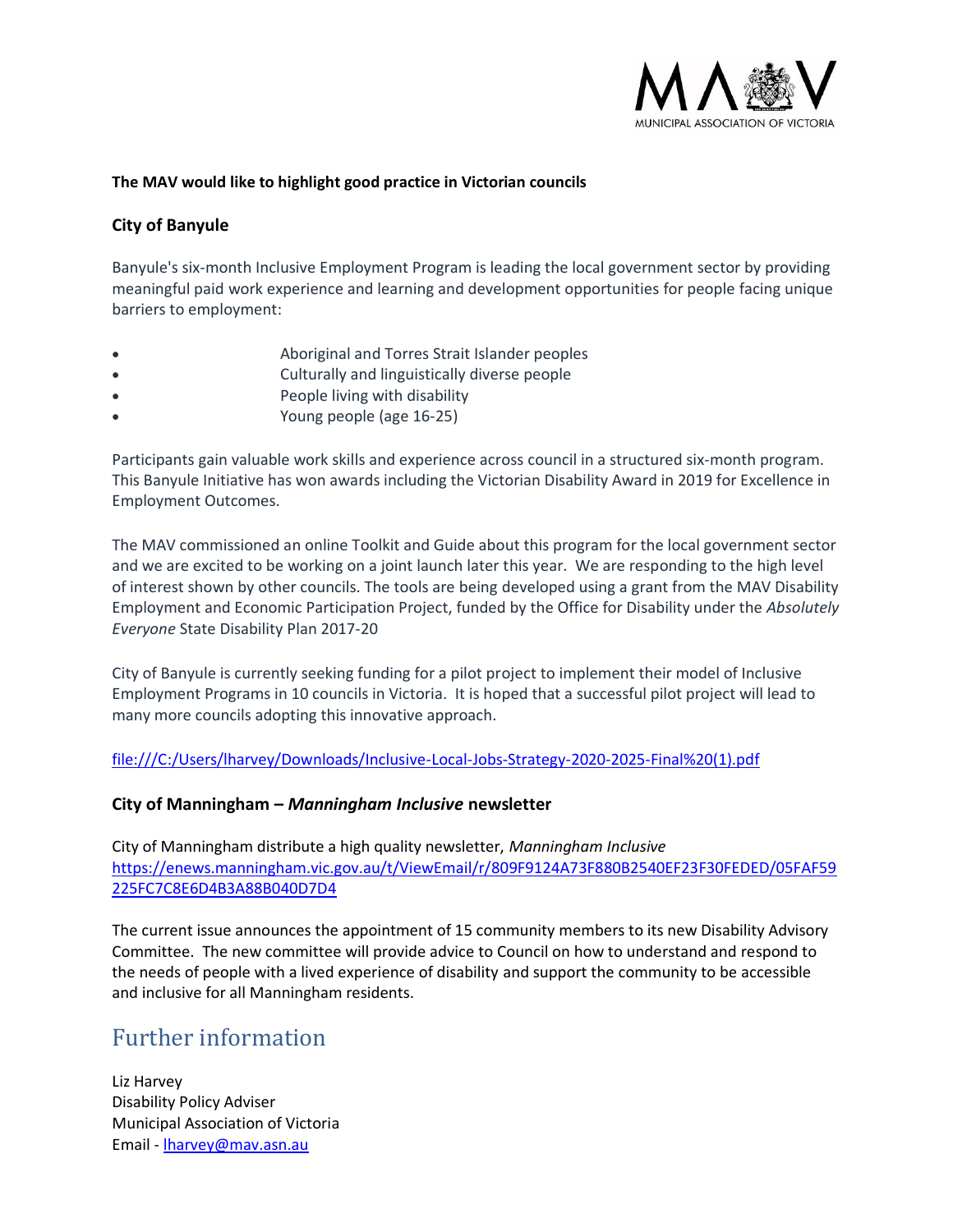**The MAV would like to highlight good practice in Victorian councils**

### City of Banyule

Banyule's six-month Inclusive Employment Program is leading the local government sector by providing meaningful paid work experience and learning and development opportunities for people facing unique barriers to employment:

- Aboriginal and Torres Strait Islander peoples
- Culturally and linguistically diverse people
- People living with disability
- Young people (age 16-25)

Participants gain valuable work skills and experience across council in a structured six-month program. This Banyule Initiative has won awards including the Victorian Disability Award in 2019 for Excellence in Employment Outcomes.

The MAV commissioned an online Toolkit and Guide about this program for the local government sector and we are excited to be working on a joint launch later this year. We are responding to the high level of interest shown by other councils. The tools are being developed using a grant from the MAV Disability Employment and Economic Participation Project, funded by the Office for Disability under the *Absolutely Everyone* State Disability Plan 2017-20

City of Banyule is currently seeking funding for a pilot project to implement their model of Inclusive Employment Programs in 10 councils in Victoria. It is hoped that a successful pilot project will lead to many more councils adopting this innovative approach.

file:///C:/Users/lharvey/Downloads/Inclusive-Local-Jobs-Strategy-2020-2025-Final%20(1).pdf

### City of Manningham – *Manningham Inclusive* newsletter

City of Manningham distribute a high quality newsletter, *Manningham Inclusive* https://enews.manningham.vic.gov.au/t/ViewEmail/r/809F9124A73F880B2540EF23F30FEDED/05FAF59225FC7C8E6D4B3A88B040D7D4

The current issue announces the appointment of 15 community members to its new Disability Advisory Committee. The new committee will provide advice to Council on how to understand and respond to the needs of people with a lived experience of disability and support the community to be accessible and inclusive for all Manningham residents.

## Further information

Liz Harvey
Disability Policy Adviser
Municipal Association of Victoria
Email - lharvey@mav.asn.au